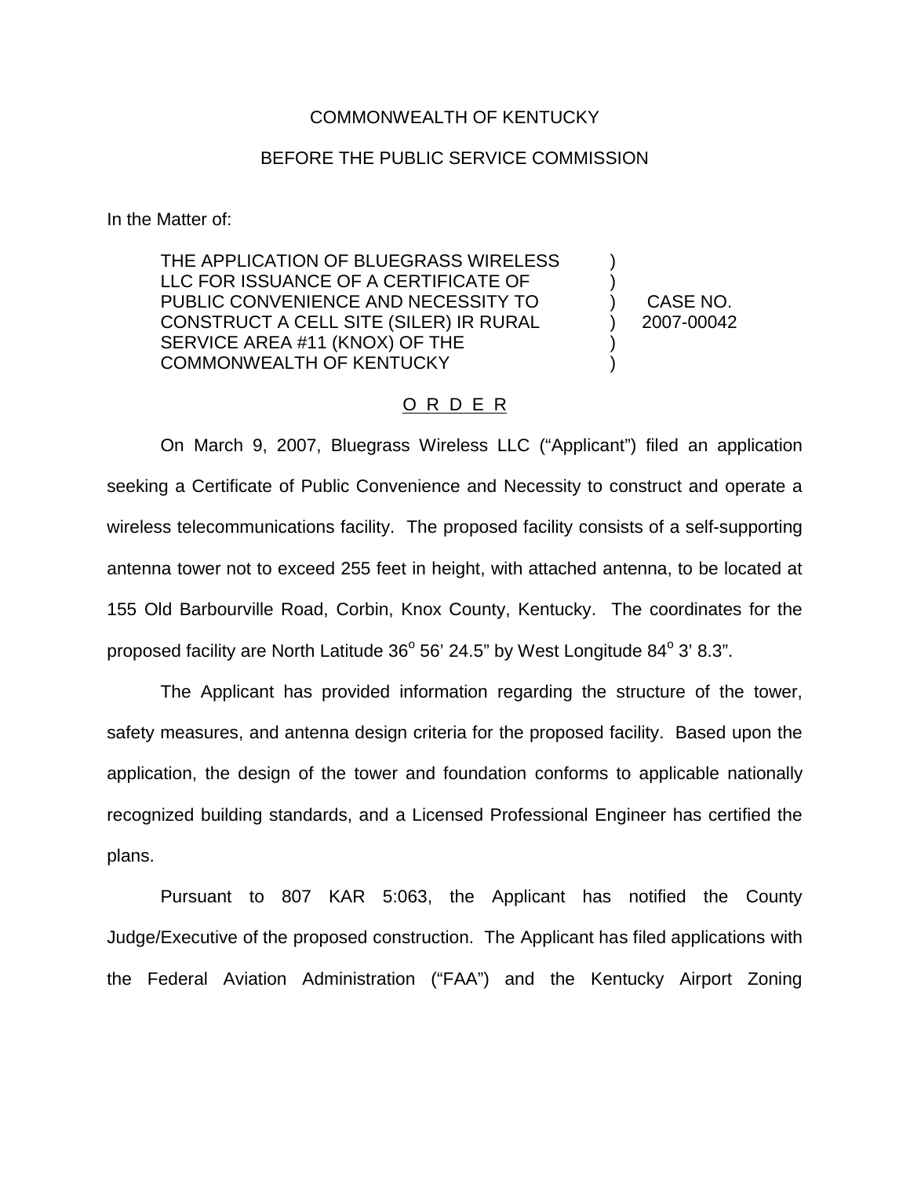COMMONWEALTH OF KENTUCKY

BEFORE THE PUBLIC SERVICE COMMISSION

In the Matter of:

| | | |
|---|---|---|
| THE APPLICATION OF BLUEGRASS WIRELESS LLC FOR ISSUANCE OF A CERTIFICATE OF PUBLIC CONVENIENCE AND NECESSITY TO CONSTRUCT A CELL SITE (SILER) IR RURAL SERVICE AREA #11 (KNOX) OF THE COMMONWEALTH OF KENTUCKY | ) | CASE NO. 2007-00042 |

## O R D E R

On March 9, 2007, Bluegrass Wireless LLC ("Applicant") filed an application seeking a Certificate of Public Convenience and Necessity to construct and operate a wireless telecommunications facility. The proposed facility consists of a self-supporting antenna tower not to exceed 255 feet in height, with attached antenna, to be located at 155 Old Barbourville Road, Corbin, Knox County, Kentucky. The coordinates for the proposed facility are North Latitude 36° 56' 24.5" by West Longitude 84° 3' 8.3".

The Applicant has provided information regarding the structure of the tower, safety measures, and antenna design criteria for the proposed facility. Based upon the application, the design of the tower and foundation conforms to applicable nationally recognized building standards, and a Licensed Professional Engineer has certified the plans.

Pursuant to 807 KAR 5:063, the Applicant has notified the County Judge/Executive of the proposed construction. The Applicant has filed applications with the Federal Aviation Administration ("FAA") and the Kentucky Airport Zoning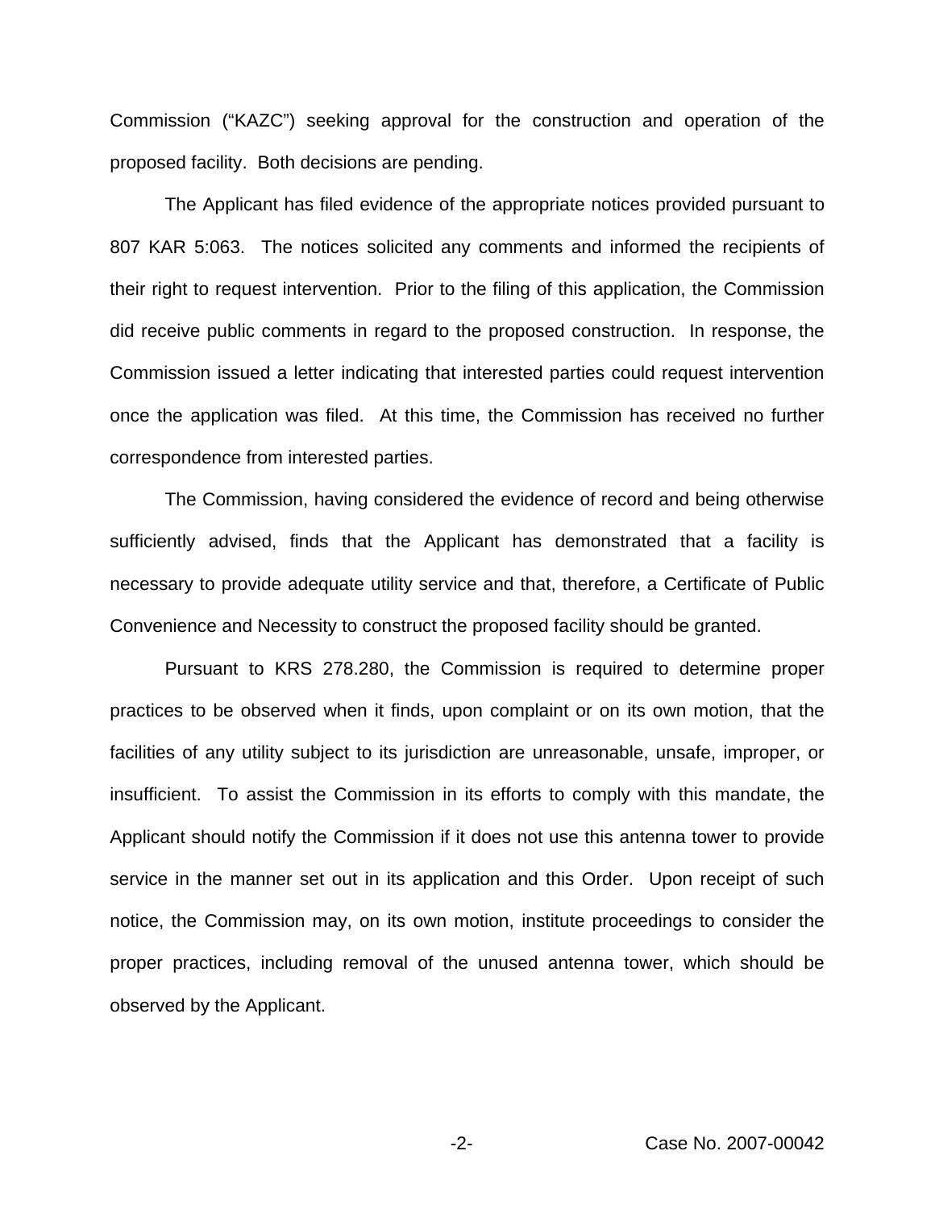Commission ("KAZC") seeking approval for the construction and operation of the proposed facility. Both decisions are pending.

The Applicant has filed evidence of the appropriate notices provided pursuant to 807 KAR 5:063. The notices solicited any comments and informed the recipients of their right to request intervention. Prior to the filing of this application, the Commission did receive public comments in regard to the proposed construction. In response, the Commission issued a letter indicating that interested parties could request intervention once the application was filed. At this time, the Commission has received no further correspondence from interested parties.

The Commission, having considered the evidence of record and being otherwise sufficiently advised, finds that the Applicant has demonstrated that a facility is necessary to provide adequate utility service and that, therefore, a Certificate of Public Convenience and Necessity to construct the proposed facility should be granted.

Pursuant to KRS 278.280, the Commission is required to determine proper practices to be observed when it finds, upon complaint or on its own motion, that the facilities of any utility subject to its jurisdiction are unreasonable, unsafe, improper, or insufficient. To assist the Commission in its efforts to comply with this mandate, the Applicant should notify the Commission if it does not use this antenna tower to provide service in the manner set out in its application and this Order. Upon receipt of such notice, the Commission may, on its own motion, institute proceedings to consider the proper practices, including removal of the unused antenna tower, which should be observed by the Applicant.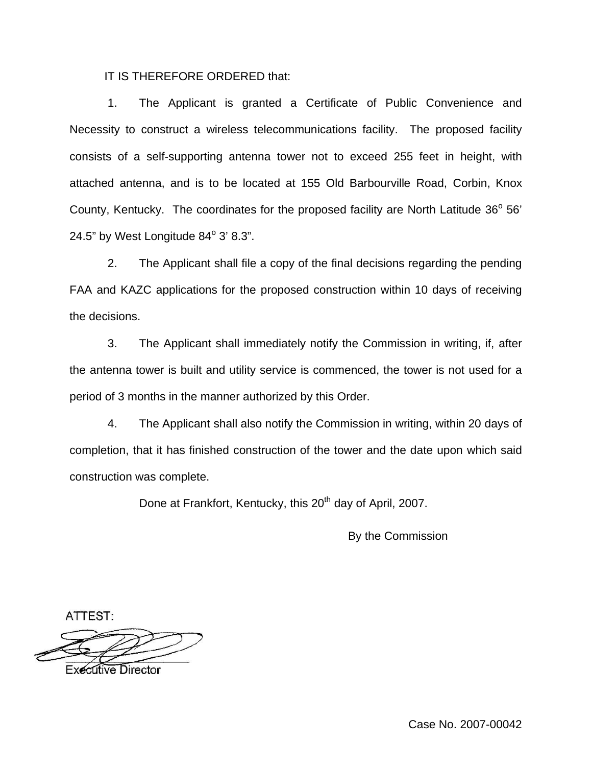IT IS THEREFORE ORDERED that:

1. The Applicant is granted a Certificate of Public Convenience and Necessity to construct a wireless telecommunications facility. The proposed facility consists of a self-supporting antenna tower not to exceed 255 feet in height, with attached antenna, and is to be located at 155 Old Barbourville Road, Corbin, Knox County, Kentucky. The coordinates for the proposed facility are North Latitude 36° 56' 24.5" by West Longitude 84° 3' 8.3".

2. The Applicant shall file a copy of the final decisions regarding the pending FAA and KAZC applications for the proposed construction within 10 days of receiving the decisions.

3. The Applicant shall immediately notify the Commission in writing, if, after the antenna tower is built and utility service is commenced, the tower is not used for a period of 3 months in the manner authorized by this Order.

4. The Applicant shall also notify the Commission in writing, within 20 days of completion, that it has finished construction of the tower and the date upon which said construction was complete.

Done at Frankfort, Kentucky, this 20th day of April, 2007.

By the Commission

ATTEST:

Executive Director

Case No. 2007-00042